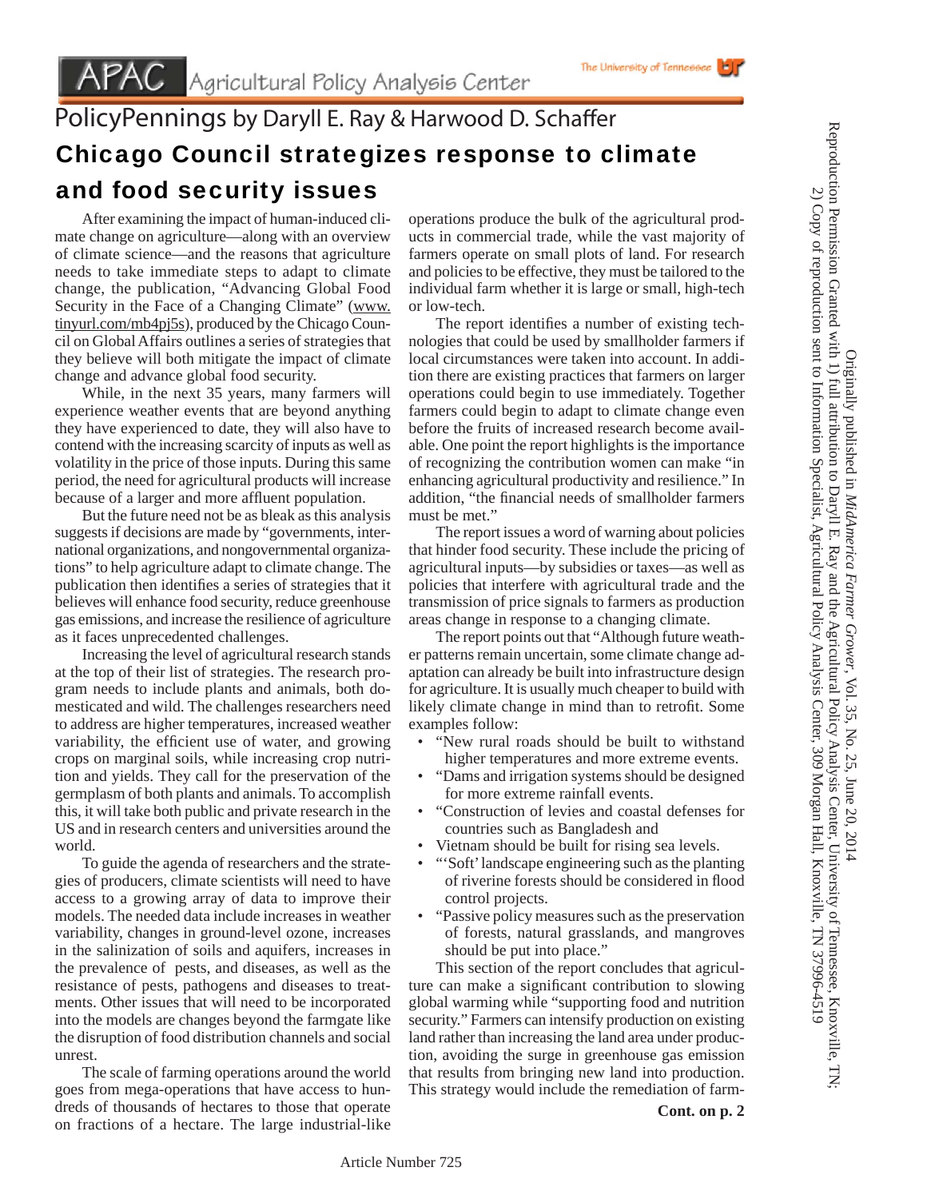APAC Agricultural Policy Analysis Center

The University of Tennessee

PolicyPennings by Daryll E. Ray & Harwood D. Schaffer

# Chicago Council strategizes response to climate and food security issues

After examining the impact of human-induced climate change on agriculture—along with an overview of climate science—and the reasons that agriculture needs to take immediate steps to adapt to climate change, the publication, "Advancing Global Food Security in the Face of a Changing Climate" (www.tinyurl.com/mb4pj5s), produced by the Chicago Council on Global Affairs outlines a series of strategies that they believe will both mitigate the impact of climate change and advance global food security.

While, in the next 35 years, many farmers will experience weather events that are beyond anything they have experienced to date, they will also have to contend with the increasing scarcity of inputs as well as volatility in the price of those inputs. During this same period, the need for agricultural products will increase because of a larger and more affluent population.

But the future need not be as bleak as this analysis suggests if decisions are made by "governments, international organizations, and nongovernmental organizations" to help agriculture adapt to climate change. The publication then identifies a series of strategies that it believes will enhance food security, reduce greenhouse gas emissions, and increase the resilience of agriculture as it faces unprecedented challenges.

Increasing the level of agricultural research stands at the top of their list of strategies. The research program needs to include plants and animals, both domesticated and wild. The challenges researchers need to address are higher temperatures, increased weather variability, the efficient use of water, and growing crops on marginal soils, while increasing crop nutrition and yields. They call for the preservation of the germplasm of both plants and animals. To accomplish this, it will take both public and private research in the US and in research centers and universities around the world.

To guide the agenda of researchers and the strategies of producers, climate scientists will need to have access to a growing array of data to improve their models. The needed data include increases in weather variability, changes in ground-level ozone, increases in the salinization of soils and aquifers, increases in the prevalence of pests, and diseases, as well as the resistance of pests, pathogens and diseases to treatments. Other issues that will need to be incorporated into the models are changes beyond the farmgate like the disruption of food distribution channels and social unrest.

The scale of farming operations around the world goes from mega-operations that have access to hundreds of thousands of hectares to those that operate on fractions of a hectare. The large industrial-like operations produce the bulk of the agricultural products in commercial trade, while the vast majority of farmers operate on small plots of land. For research and policies to be effective, they must be tailored to the individual farm whether it is large or small, high-tech or low-tech.

The report identifies a number of existing technologies that could be used by smallholder farmers if local circumstances were taken into account. In addition there are existing practices that farmers on larger operations could begin to use immediately. Together farmers could begin to adapt to climate change even before the fruits of increased research become available. One point the report highlights is the importance of recognizing the contribution women can make "in enhancing agricultural productivity and resilience." In addition, "the financial needs of smallholder farmers must be met."

The report issues a word of warning about policies that hinder food security. These include the pricing of agricultural inputs—by subsidies or taxes—as well as policies that interfere with agricultural trade and the transmission of price signals to farmers as production areas change in response to a changing climate.

The report points out that "Although future weather patterns remain uncertain, some climate change adaptation can already be built into infrastructure design for agriculture. It is usually much cheaper to build with likely climate change in mind than to retrofit. Some examples follow:

- "New rural roads should be built to withstand higher temperatures and more extreme events.
- "Dams and irrigation systems should be designed for more extreme rainfall events.
- "Construction of levies and coastal defenses for countries such as Bangladesh and
- Vietnam should be built for rising sea levels.
- "'Soft' landscape engineering such as the planting of riverine forests should be considered in flood control projects.
- "Passive policy measures such as the preservation of forests, natural grasslands, and mangroves should be put into place."

This section of the report concludes that agriculture can make a significant contribution to slowing global warming while "supporting food and nutrition security." Farmers can intensify production on existing land rather than increasing the land area under production, avoiding the surge in greenhouse gas emission that results from bringing new land into production. This strategy would include the remediation of farm-

**Cont. on p. 2**

Article Number 725

Originally published in *MidAmerica Farmer Grower*, Vol. 35, No. 25, June 20, 2014

Reproduction Permission Granted with 1) full attribution to Daryll E. Ray and the Agricultural Policy Analysis Center, University of Tennessee, Knoxville, TN; 2) Copy of reproduction sent to Information Specialist, Agricultural Policy Analysis Center, 309 Morgan Hall, Knoxville, TN 37996-4519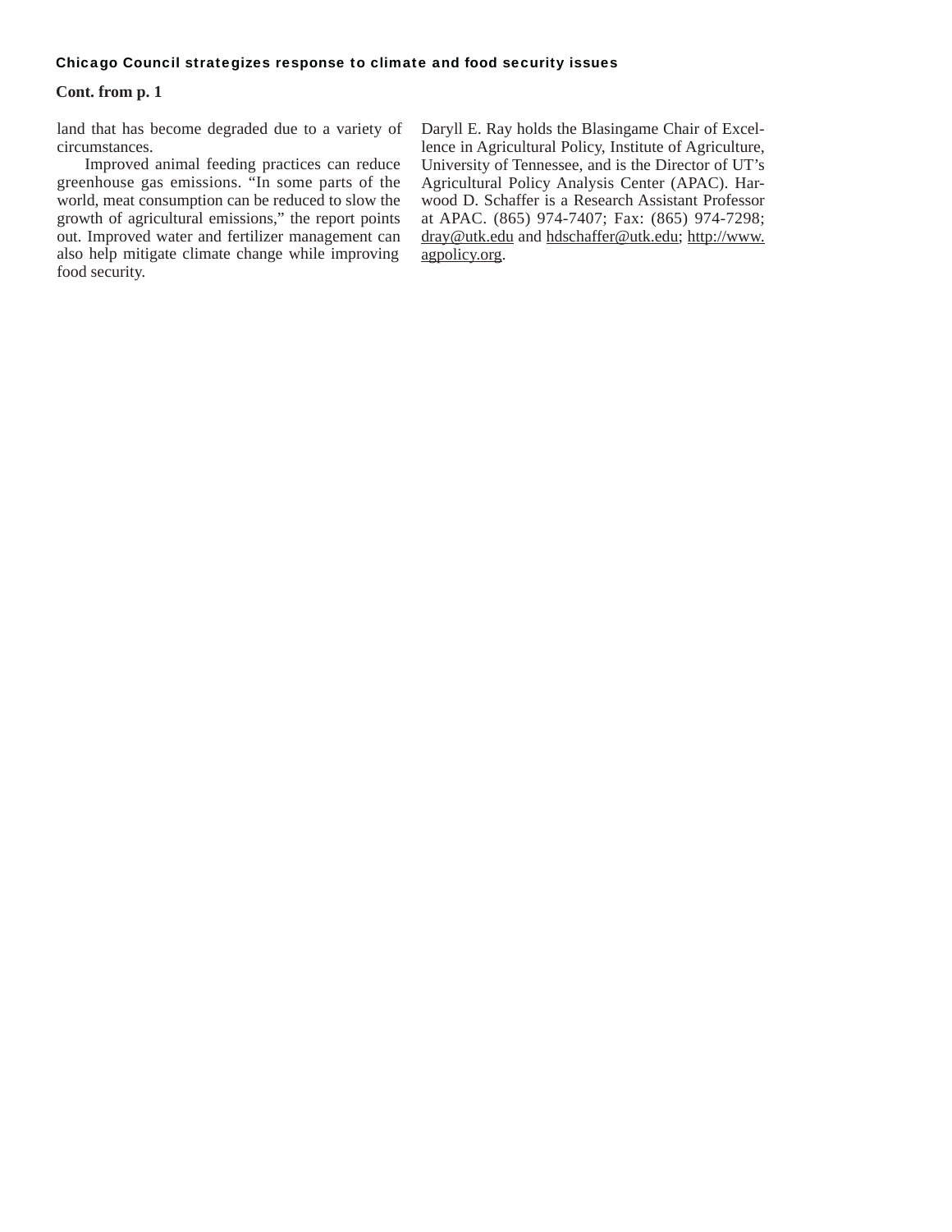## Chicago Council strategizes response to climate and food security issues

**Cont. from p. 1**

land that has become degraded due to a variety of circumstances.

Improved animal feeding practices can reduce greenhouse gas emissions. "In some parts of the world, meat consumption can be reduced to slow the growth of agricultural emissions," the report points out. Improved water and fertilizer management can also help mitigate climate change while improving food security.

Daryll E. Ray holds the Blasingame Chair of Excellence in Agricultural Policy, Institute of Agriculture, University of Tennessee, and is the Director of UT's Agricultural Policy Analysis Center (APAC). Harwood D. Schaffer is a Research Assistant Professor at APAC. (865) 974-7407; Fax: (865) 974-7298; dray@utk.edu and hdschaffer@utk.edu; http://www.agpolicy.org.